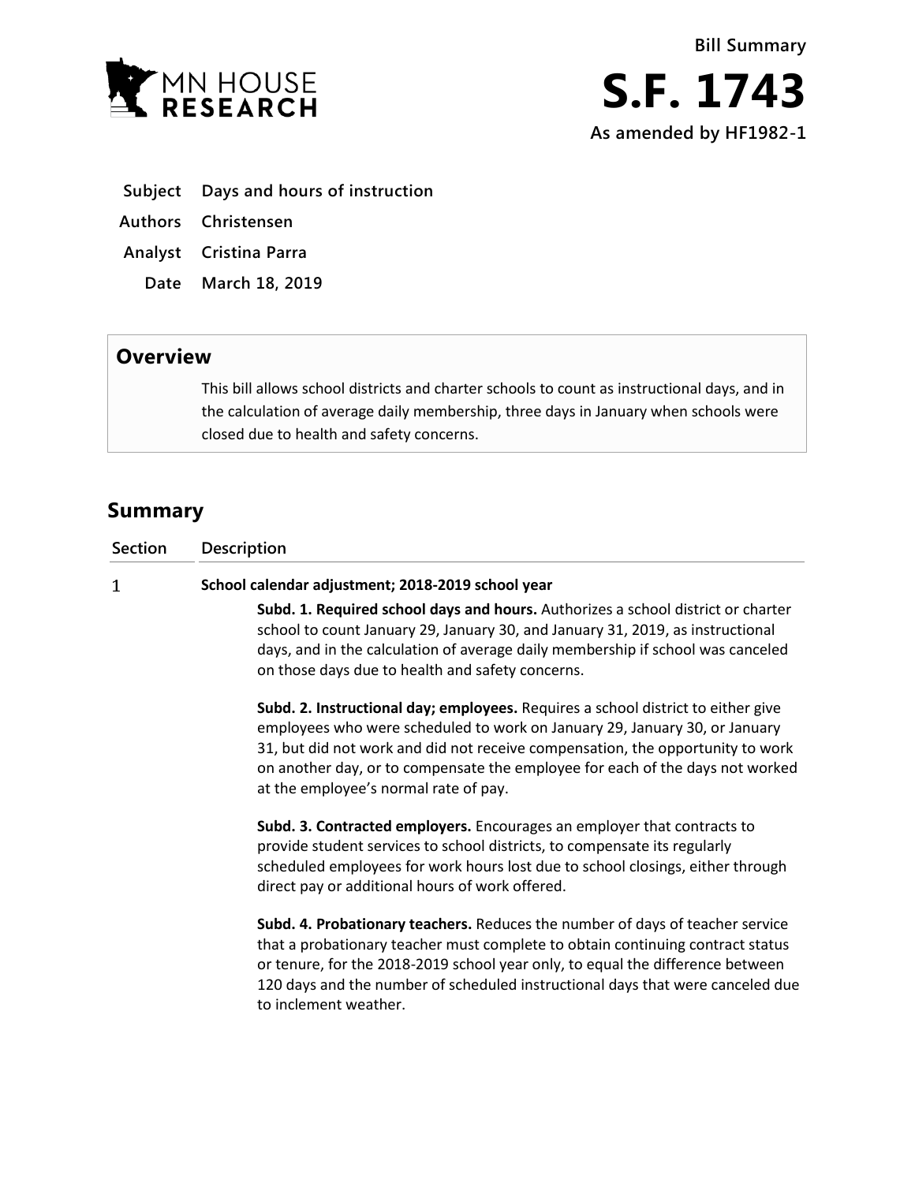MN HOUSE RESEARCH

# Bill Summary

# S.F. 1743

**As amended by HF1982-1**

**Subject** Days and hours of instruction

**Authors** Christensen

**Analyst** Cristina Parra

**Date** March 18, 2019

## Overview

This bill allows school districts and charter schools to count as instructional days, and in the calculation of average daily membership, three days in January when schools were closed due to health and safety concerns.

## Summary

| Section | Description |
| --- | --- |
| 1 | **School calendar adjustment; 2018-2019 school year**<br><br>**Subd. 1. Required school days and hours.** Authorizes a school district or charter school to count January 29, January 30, and January 31, 2019, as instructional days, and in the calculation of average daily membership if school was canceled on those days due to health and safety concerns.<br><br>**Subd. 2. Instructional day; employees.** Requires a school district to either give employees who were scheduled to work on January 29, January 30, or January 31, but did not work and did not receive compensation, the opportunity to work on another day, or to compensate the employee for each of the days not worked at the employee's normal rate of pay.<br><br>**Subd. 3. Contracted employers.** Encourages an employer that contracts to provide student services to school districts, to compensate its regularly scheduled employees for work hours lost due to school closings, either through direct pay or additional hours of work offered.<br><br>**Subd. 4. Probationary teachers.** Reduces the number of days of teacher service that a probationary teacher must complete to obtain continuing contract status or tenure, for the 2018-2019 school year only, to equal the difference between 120 days and the number of scheduled instructional days that were canceled due to inclement weather. |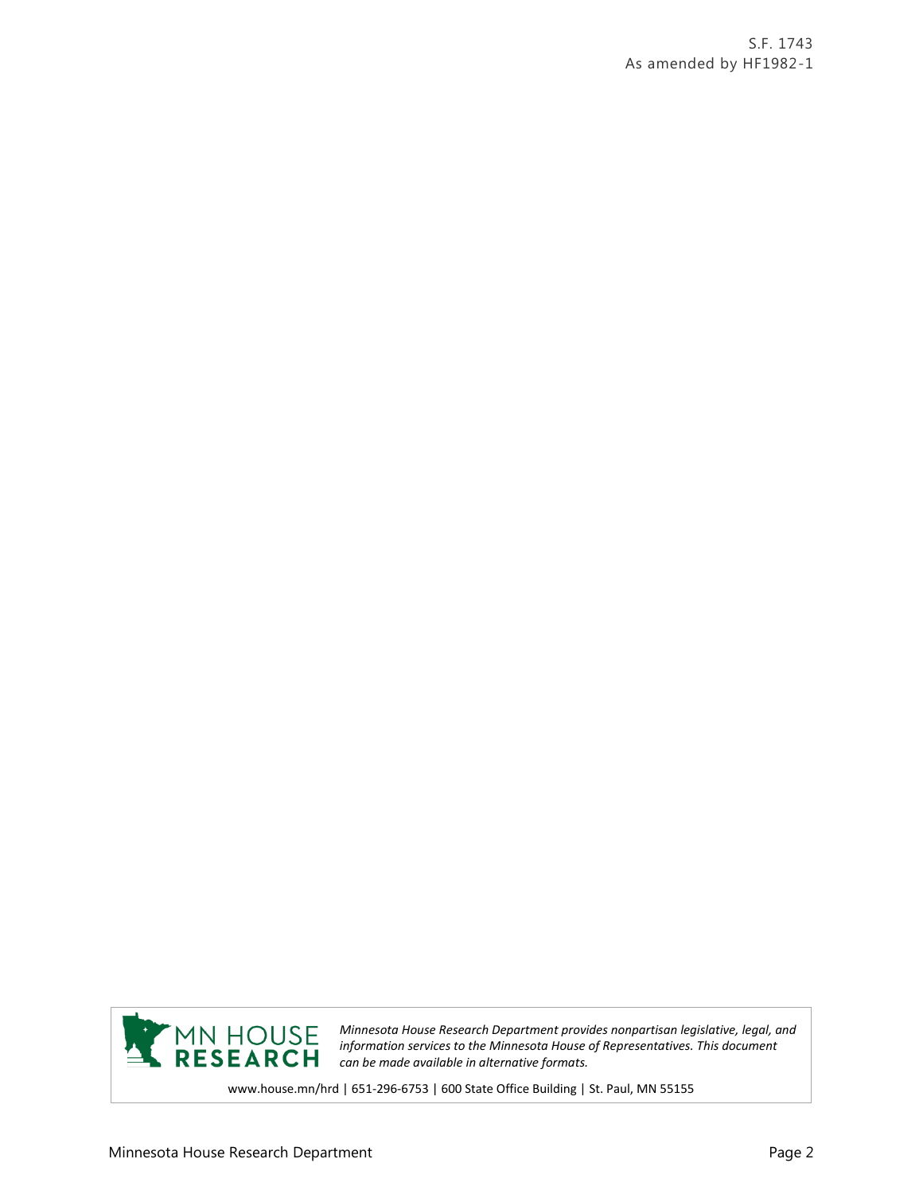*Minnesota House Research Department provides nonpartisan legislative, legal, and information services to the Minnesota House of Representatives. This document can be made available in alternative formats.*

www.house.mn/hrd | 651-296-6753 | 600 State Office Building | St. Paul, MN 55155